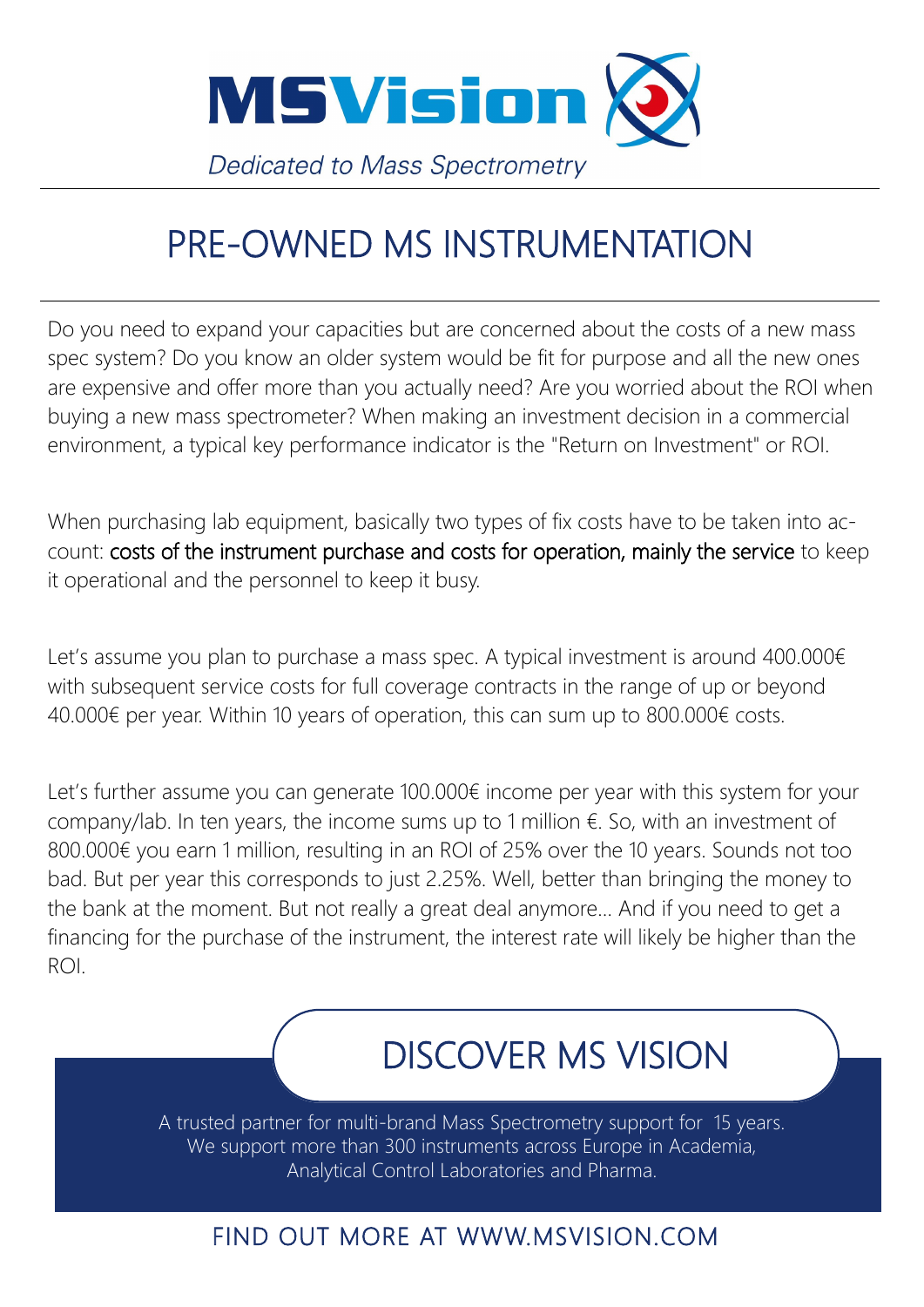**MSVision**

*Dedicated to Mass Spectrometry*

# PRE-OWNED MS INSTRUMENTATION

Do you need to expand your capacities but are concerned about the costs of a new mass spec system? Do you know an older system would be fit for purpose and all the new ones are expensive and offer more than you actually need? Are you worried about the ROI when buying a new mass spectrometer? When making an investment decision in a commercial environment, a typical key performance indicator is the "Return on Investment" or ROI.

When purchasing lab equipment, basically two types of fix costs have to be taken into account: costs of the instrument purchase and costs for operation, mainly the service to keep it operational and the personnel to keep it busy.

Let's assume you plan to purchase a mass spec. A typical investment is around 400.000€ with subsequent service costs for full coverage contracts in the range of up or beyond 40.000€ per year. Within 10 years of operation, this can sum up to 800.000€ costs.

Let's further assume you can generate 100.000€ income per year with this system for your company/lab. In ten years, the income sums up to 1 million €. So, with an investment of 800.000€ you earn 1 million, resulting in an ROI of 25% over the 10 years. Sounds not too bad. But per year this corresponds to just 2.25%. Well, better than bringing the money to the bank at the moment. But not really a great deal anymore... And if you need to get a financing for the purchase of the instrument, the interest rate will likely be higher than the ROI.

## DISCOVER MS VISION

A trusted partner for multi-brand Mass Spectrometry support for 15 years.
We support more than 300 instruments across Europe in Academia, Analytical Control Laboratories and Pharma.

FIND OUT MORE AT WWW.MSVISION.COM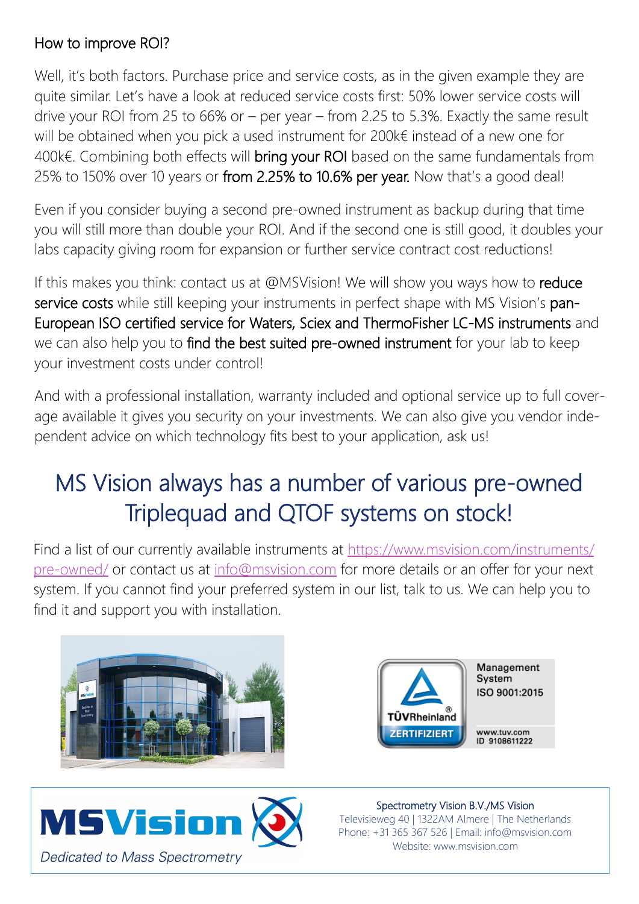How to improve ROI?

Well, it's both factors. Purchase price and service costs, as in the given example they are quite similar. Let's have a look at reduced service costs first: 50% lower service costs will drive your ROI from 25 to 66% or – per year – from 2.25 to 5.3%. Exactly the same result will be obtained when you pick a used instrument for 200k€ instead of a new one for 400k€. Combining both effects will bring your ROI based on the same fundamentals from 25% to 150% over 10 years or from 2.25% to 10.6% per year. Now that's a good deal!

Even if you consider buying a second pre-owned instrument as backup during that time you will still more than double your ROI. And if the second one is still good, it doubles your labs capacity giving room for expansion or further service contract cost reductions!

If this makes you think: contact us at @MSVision! We will show you ways how to reduce service costs while still keeping your instruments in perfect shape with MS Vision's pan-European ISO certified service for Waters, Sciex and ThermoFisher LC-MS instruments and we can also help you to find the best suited pre-owned instrument for your lab to keep your investment costs under control!

And with a professional installation, warranty included and optional service up to full coverage available it gives you security on your investments. We can also give you vendor independent advice on which technology fits best to your application, ask us!

## MS Vision always has a number of various pre-owned Triplequad and QTOF systems on stock!

Find a list of our currently available instruments at https://www.msvision.com/instruments/pre-owned/ or contact us at info@msvision.com for more details or an offer for your next system. If you cannot find your preferred system in our list, talk to us. We can help you to find it and support you with installation.

Management System
ISO 9001:2015
TÜVRheinland
ZERTIFIZIERT
www.tuv.com
ID 9108611222

MSVision
*Dedicated to Mass Spectrometry*

Spectrometry Vision B.V./MS Vision
Televisieweg 40 | 1322AM Almere | The Netherlands
Phone: +31 365 367 526 | Email: info@msvision.com
Website: www.msvision.com